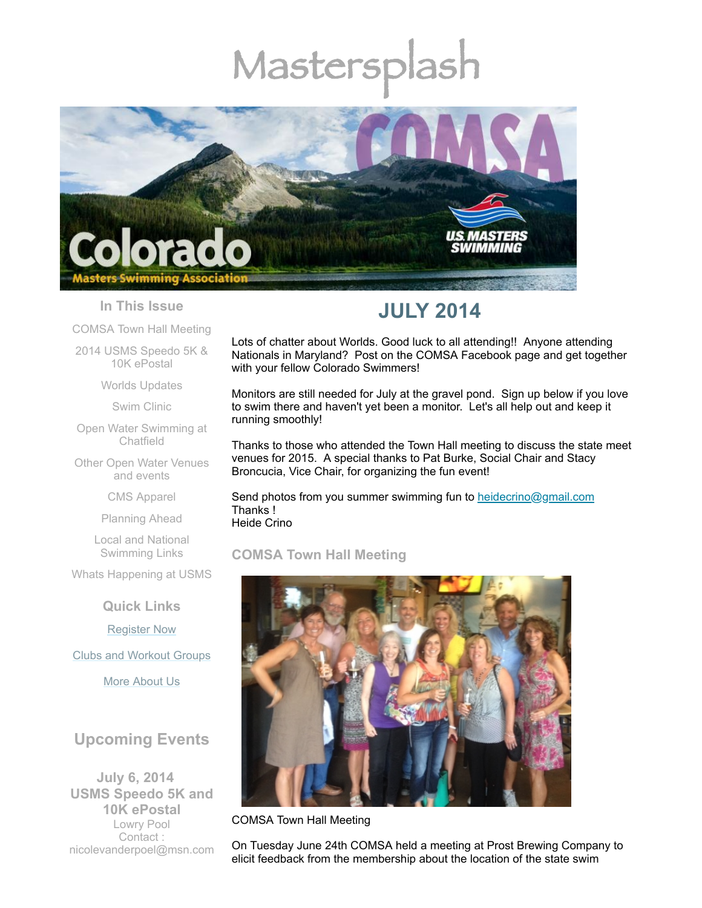# Mastersplash

## In This Issue

COMSA Town Hall Meeting

2014 USMS Speedo 5K & 10K ePostal

Worlds Updates

Swim Clinic

Open Water Swimming at Chatfield

Other Open Water Venues and events

CMS Apparel

Planning Ahead

Local and National Swimming Links

Whats Happening at USMS

## Quick Links

[Register Now]

[Clubs and Workout Groups]

[More About Us]

## Upcoming Events

**July 6, 2014**
**USMS Speedo 5K and 10K ePostal**
Lowry Pool
Contact : nicolevanderpoel@msn.com

# JULY 2014

Lots of chatter about Worlds. Good luck to all attending!! Anyone attending Nationals in Maryland? Post on the COMSA Facebook page and get together with your fellow Colorado Swimmers!

Monitors are still needed for July at the gravel pond. Sign up below if you love to swim there and haven't yet been a monitor. Let's all help out and keep it running smoothly!

Thanks to those who attended the Town Hall meeting to discuss the state meet venues for 2015. A special thanks to Pat Burke, Social Chair and Stacy Broncucia, Vice Chair, for organizing the fun event!

Send photos from you summer swimming fun to [heidecrino@gmail.com]
Thanks !
Heide Crino

## COMSA Town Hall Meeting

COMSA Town Hall Meeting

On Tuesday June 24th COMSA held a meeting at Prost Brewing Company to elicit feedback from the membership about the location of the state swim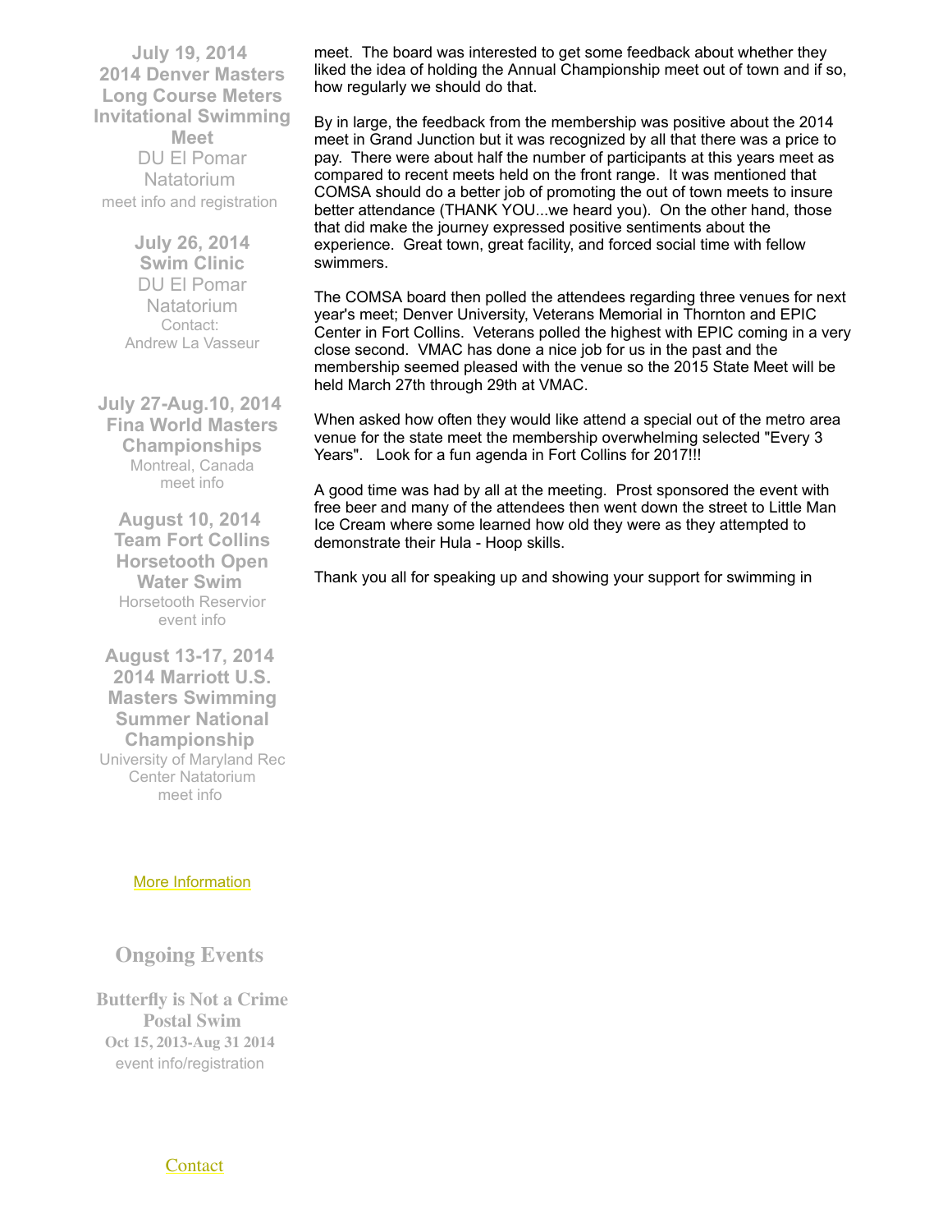meet. The board was interested to get some feedback about whether they liked the idea of holding the Annual Championship meet out of town and if so, how regularly we should do that.

By in large, the feedback from the membership was positive about the 2014 meet in Grand Junction but it was recognized by all that there was a price to pay. There were about half the number of participants at this years meet as compared to recent meets held on the front range. It was mentioned that COMSA should do a better job of promoting the out of town meets to insure better attendance (THANK YOU...we heard you). On the other hand, those that did make the journey expressed positive sentiments about the experience. Great town, great facility, and forced social time with fellow swimmers.

The COMSA board then polled the attendees regarding three venues for next year's meet; Denver University, Veterans Memorial in Thornton and EPIC Center in Fort Collins. Veterans polled the highest with EPIC coming in a very close second. VMAC has done a nice job for us in the past and the membership seemed pleased with the venue so the 2015 State Meet will be held March 27th through 29th at VMAC.

When asked how often they would like attend a special out of the metro area venue for the state meet the membership overwhelming selected "Every 3 Years". Look for a fun agenda in Fort Collins for 2017!!!

A good time was had by all at the meeting. Prost sponsored the event with free beer and many of the attendees then went down the street to Little Man Ice Cream where some learned how old they were as they attempted to demonstrate their Hula - Hoop skills.

Thank you all for speaking up and showing your support for swimming in

**July 19, 2014**
**2014 Denver Masters Long Course Meters Invitational Swimming Meet**
DU El Pomar Natatorium
meet info and registration

**July 26, 2014**
**Swim Clinic**
DU El Pomar Natatorium
Contact:
Andrew La Vasseur

**July 27-Aug.10, 2014**
**Fina World Masters Championships**
Montreal, Canada
meet info

**August 10, 2014**
**Team Fort Collins Horsetooth Open Water Swim**
Horsetooth Reservior
event info

**August 13-17, 2014**
**2014 Marriott U.S. Masters Swimming Summer National Championship**
University of Maryland Rec Center Natatorium
meet info

More Information

## Ongoing Events

**Butterfly is Not a Crime Postal Swim**
**Oct 15, 2013-Aug 31 2014**
event info/registration

Contact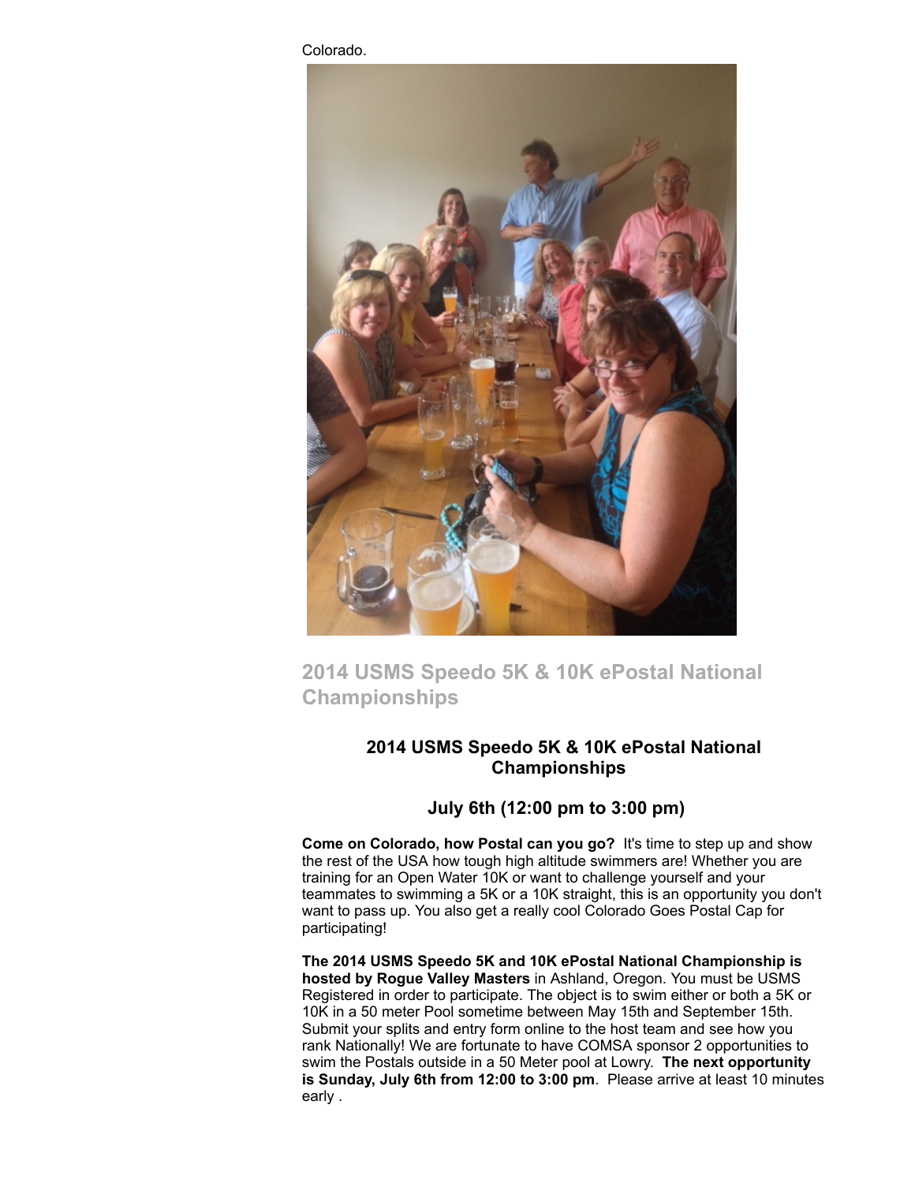Colorado.

## 2014 USMS Speedo 5K & 10K ePostal National Championships

### 2014 USMS Speedo 5K & 10K ePostal National Championships

### July 6th (12:00 pm to 3:00 pm)

**Come on Colorado, how Postal can you go?** It's time to step up and show the rest of the USA how tough high altitude swimmers are! Whether you are training for an Open Water 10K or want to challenge yourself and your teammates to swimming a 5K or a 10K straight, this is an opportunity you don't want to pass up. You also get a really cool Colorado Goes Postal Cap for participating!

**The 2014 USMS Speedo 5K and 10K ePostal National Championship is hosted by Rogue Valley Masters** in Ashland, Oregon. You must be USMS Registered in order to participate. The object is to swim either or both a 5K or 10K in a 50 meter Pool sometime between May 15th and September 15th. Submit your splits and entry form online to the host team and see how you rank Nationally! We are fortunate to have COMSA sponsor 2 opportunities to swim the Postals outside in a 50 Meter pool at Lowry. **The next opportunity is Sunday, July 6th from 12:00 to 3:00 pm**. Please arrive at least 10 minutes early .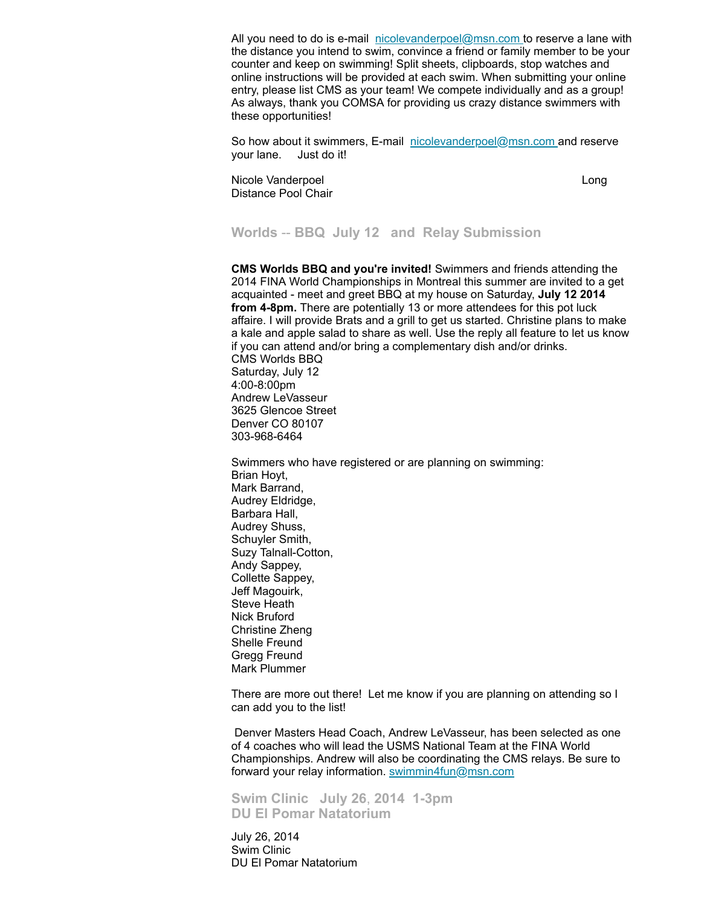All you need to do is e-mail [nicolevanderpoel@msn.com](mailto:nicolevanderpoel@msn.com) to reserve a lane with the distance you intend to swim, convince a friend or family member to be your counter and keep on swimming! Split sheets, clipboards, stop watches and online instructions will be provided at each swim. When submitting your online entry, please list CMS as your team! We compete individually and as a group! As always, thank you COMSA for providing us crazy distance swimmers with these opportunities!

So how about it swimmers, E-mail [nicolevanderpoel@msn.com](mailto:nicolevanderpoel@msn.com) and reserve your lane. Just do it!

Nicole Vanderpoel Long
Distance Pool Chair

## Worlds -- BBQ July 12 and Relay Submission

**CMS Worlds BBQ and you're invited!** Swimmers and friends attending the 2014 FINA World Championships in Montreal this summer are invited to a get acquainted - meet and greet BBQ at my house on Saturday, **July 12 2014 from 4-8pm.** There are potentially 13 or more attendees for this pot luck affaire. I will provide Brats and a grill to get us started. Christine plans to make a kale and apple salad to share as well. Use the reply all feature to let us know if you can attend and/or bring a complementary dish and/or drinks.
CMS Worlds BBQ
Saturday, July 12
4:00-8:00pm
Andrew LeVasseur
3625 Glencoe Street
Denver CO 80107
303-968-6464

Swimmers who have registered or are planning on swimming:
Brian Hoyt,
Mark Barrand,
Audrey Eldridge,
Barbara Hall,
Audrey Shuss,
Schuyler Smith,
Suzy Talnall-Cotton,
Andy Sappey,
Collette Sappey,
Jeff Magouirk,
Steve Heath
Nick Bruford
Christine Zheng
Shelle Freund
Gregg Freund
Mark Plummer

There are more out there! Let me know if you are planning on attending so I can add you to the list!

Denver Masters Head Coach, Andrew LeVasseur, has been selected as one of 4 coaches who will lead the USMS National Team at the FINA World Championships. Andrew will also be coordinating the CMS relays. Be sure to forward your relay information. [swimmin4fun@msn.com](mailto:swimmin4fun@msn.com)

## Swim Clinic July 26, 2014 1-3pm
## DU El Pomar Natatorium

July 26, 2014
Swim Clinic
DU El Pomar Natatorium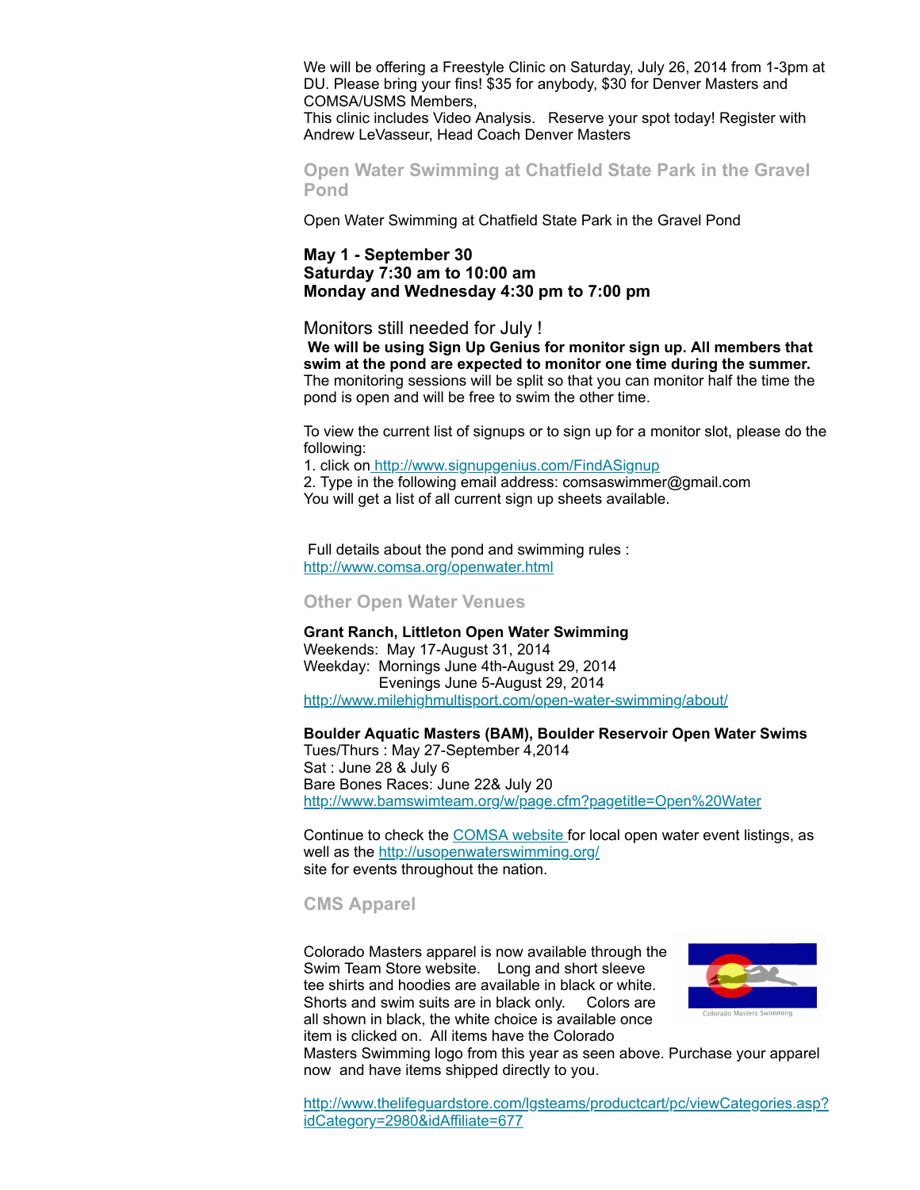We will be offering a Freestyle Clinic on Saturday, July 26, 2014 from 1-3pm at DU. Please bring your fins! $35 for anybody, $30 for Denver Masters and COMSA/USMS Members,
This clinic includes Video Analysis. Reserve your spot today! Register with Andrew LeVasseur, Head Coach Denver Masters

## Open Water Swimming at Chatfield State Park in the Gravel Pond

Open Water Swimming at Chatfield State Park in the Gravel Pond

**May 1 - September 30**
**Saturday 7:30 am to 10:00 am**
**Monday and Wednesday 4:30 pm to 7:00 pm**

Monitors still needed for July !
**We will be using Sign Up Genius for monitor sign up. All members that swim at the pond are expected to monitor one time during the summer.** The monitoring sessions will be split so that you can monitor half the time the pond is open and will be free to swim the other time.

To view the current list of signups or to sign up for a monitor slot, please do the following:
1. click on http://www.signupgenius.com/FindASignup
2. Type in the following email address: comsaswimmer@gmail.com
You will get a list of all current sign up sheets available.

Full details about the pond and swimming rules :
http://www.comsa.org/openwater.html

## Other Open Water Venues

**Grant Ranch, Littleton Open Water Swimming**
Weekends: May 17-August 31, 2014
Weekday: Mornings June 4th-August 29, 2014
Evenings June 5-August 29, 2014
http://www.milehighmultisport.com/open-water-swimming/about/

**Boulder Aquatic Masters (BAM), Boulder Reservoir Open Water Swims**
Tues/Thurs : May 27-September 4,2014
Sat : June 28 & July 6
Bare Bones Races: June 22& July 20
http://www.bamswimteam.org/w/page.cfm?pagetitle=Open%20Water

Continue to check the COMSA website for local open water event listings, as well as the http://usopenwaterswimming.org/ site for events throughout the nation.

## CMS Apparel

Colorado Masters apparel is now available through the Swim Team Store website. Long and short sleeve tee shirts and hoodies are available in black or white. Shorts and swim suits are in black only. Colors are all shown in black, the white choice is available once item is clicked on. All items have the Colorado Masters Swimming logo from this year as seen above. Purchase your apparel now and have items shipped directly to you.

http://www.thelifeguardstore.com/lgsteams/productcart/pc/viewCategories.asp?idCategory=2980&idAffiliate=677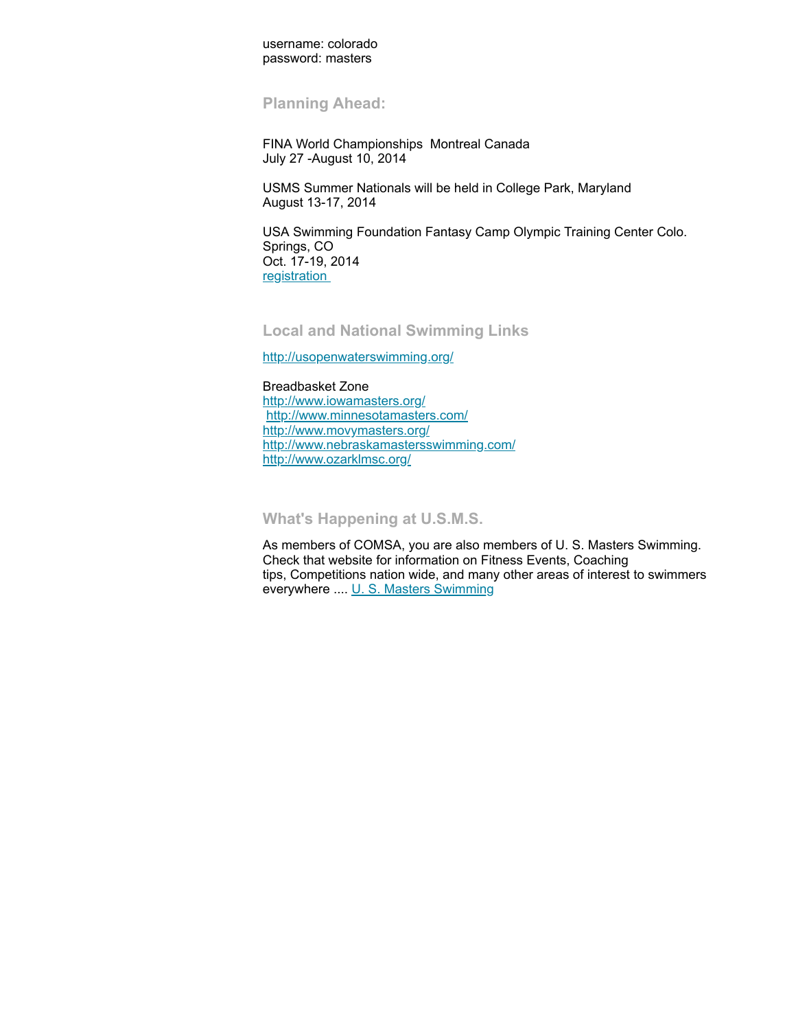username: colorado
password: masters

## Planning Ahead:

FINA World Championships  Montreal Canada
July 27 -August 10, 2014

USMS Summer Nationals will be held in College Park, Maryland
August 13-17, 2014

USA Swimming Foundation Fantasy Camp Olympic Training Center Colo. Springs, CO
Oct. 17-19, 2014
registration

## Local and National Swimming Links

http://usopenwaterswimming.org/

Breadbasket Zone
http://www.iowamasters.org/
http://www.minnesotamasters.com/
http://www.movymasters.org/
http://www.nebraskamastersswimming.com/
http://www.ozarklmsc.org/

## What's Happening at U.S.M.S.

As members of COMSA, you are also members of U. S. Masters Swimming. Check that website for information on Fitness Events, Coaching tips, Competitions nation wide, and many other areas of interest to swimmers everywhere .... U. S. Masters Swimming